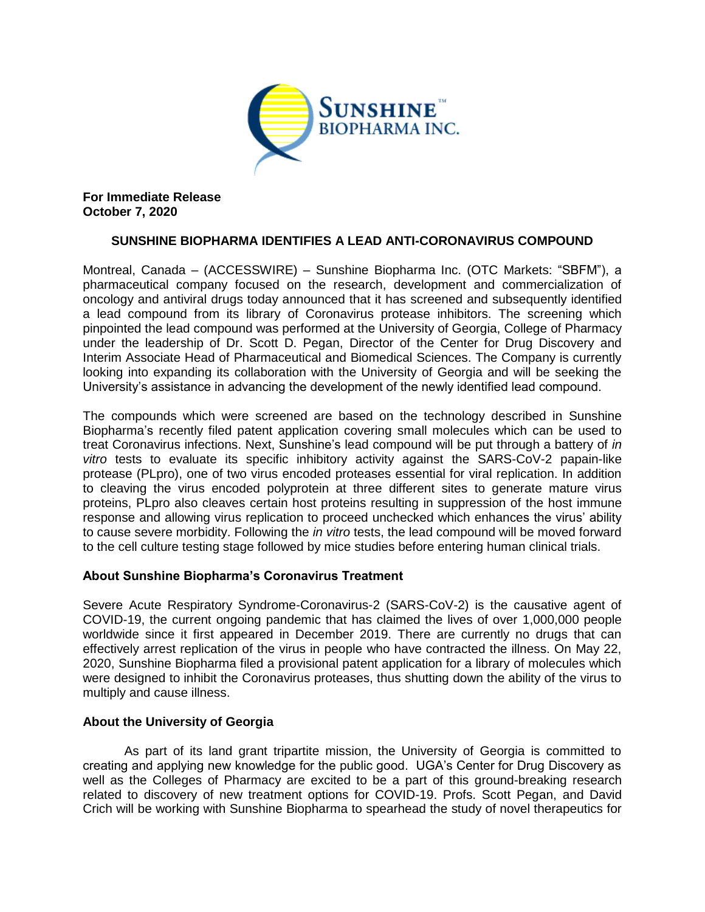**For Immediate Release**
**October 7, 2020**

## SUNSHINE BIOPHARMA IDENTIFIES A LEAD ANTI-CORONAVIRUS COMPOUND

Montreal, Canada – (ACCESSWIRE) – Sunshine Biopharma Inc. (OTC Markets: "SBFM"), a pharmaceutical company focused on the research, development and commercialization of oncology and antiviral drugs today announced that it has screened and subsequently identified a lead compound from its library of Coronavirus protease inhibitors. The screening which pinpointed the lead compound was performed at the University of Georgia, College of Pharmacy under the leadership of Dr. Scott D. Pegan, Director of the Center for Drug Discovery and Interim Associate Head of Pharmaceutical and Biomedical Sciences. The Company is currently looking into expanding its collaboration with the University of Georgia and will be seeking the University's assistance in advancing the development of the newly identified lead compound.

The compounds which were screened are based on the technology described in Sunshine Biopharma's recently filed patent application covering small molecules which can be used to treat Coronavirus infections. Next, Sunshine's lead compound will be put through a battery of *in vitro* tests to evaluate its specific inhibitory activity against the SARS-CoV-2 papain-like protease (PLpro), one of two virus encoded proteases essential for viral replication. In addition to cleaving the virus encoded polyprotein at three different sites to generate mature virus proteins, PLpro also cleaves certain host proteins resulting in suppression of the host immune response and allowing virus replication to proceed unchecked which enhances the virus' ability to cause severe morbidity. Following the *in vitro* tests, the lead compound will be moved forward to the cell culture testing stage followed by mice studies before entering human clinical trials.

### About Sunshine Biopharma's Coronavirus Treatment

Severe Acute Respiratory Syndrome-Coronavirus-2 (SARS-CoV-2) is the causative agent of COVID-19, the current ongoing pandemic that has claimed the lives of over 1,000,000 people worldwide since it first appeared in December 2019. There are currently no drugs that can effectively arrest replication of the virus in people who have contracted the illness. On May 22, 2020, Sunshine Biopharma filed a provisional patent application for a library of molecules which were designed to inhibit the Coronavirus proteases, thus shutting down the ability of the virus to multiply and cause illness.

### About the University of Georgia

As part of its land grant tripartite mission, the University of Georgia is committed to creating and applying new knowledge for the public good. UGA's Center for Drug Discovery as well as the Colleges of Pharmacy are excited to be a part of this ground-breaking research related to discovery of new treatment options for COVID-19. Profs. Scott Pegan, and David Crich will be working with Sunshine Biopharma to spearhead the study of novel therapeutics for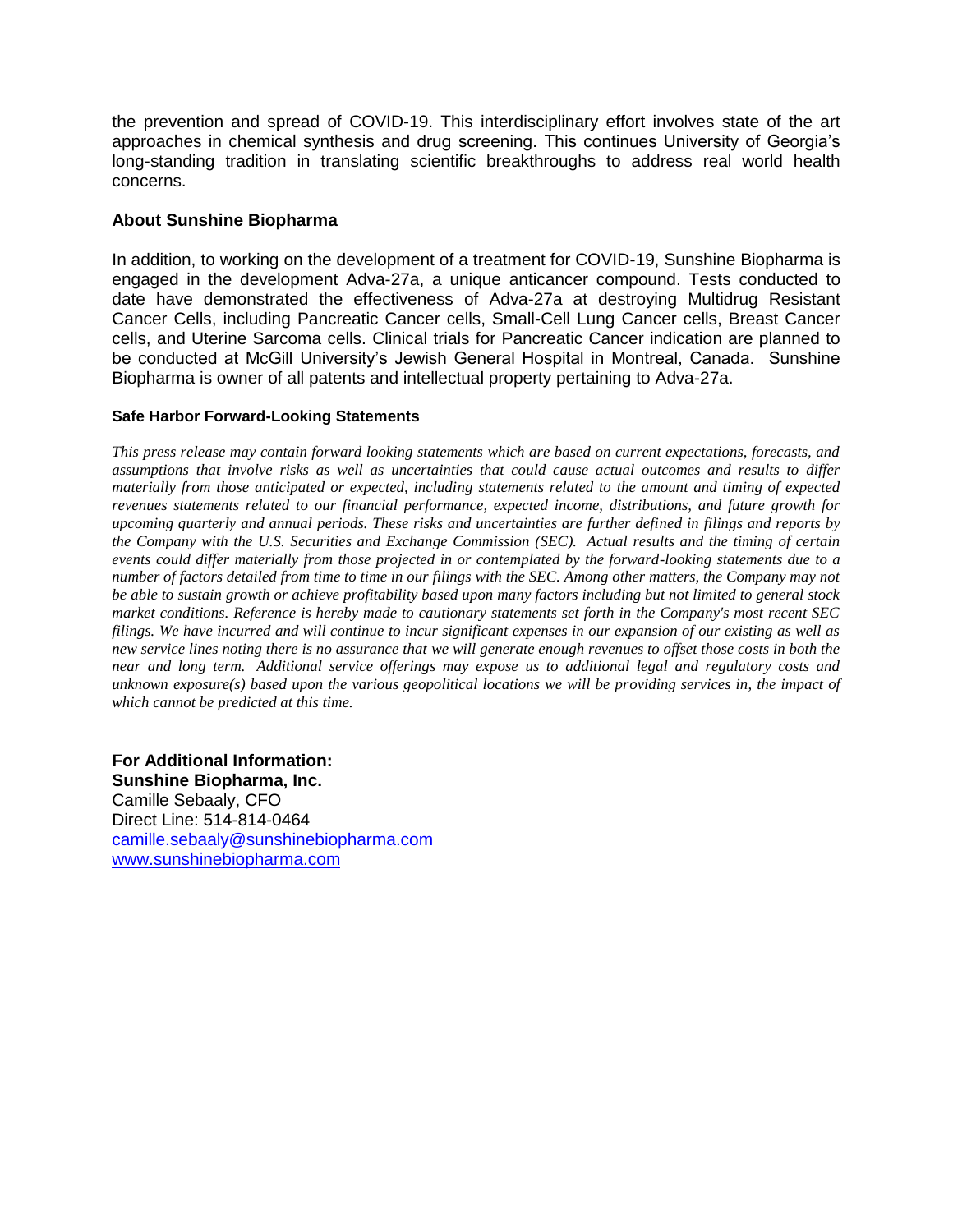the prevention and spread of COVID-19. This interdisciplinary effort involves state of the art approaches in chemical synthesis and drug screening. This continues University of Georgia's long-standing tradition in translating scientific breakthroughs to address real world health concerns.

### About Sunshine Biopharma

In addition, to working on the development of a treatment for COVID-19, Sunshine Biopharma is engaged in the development Adva-27a, a unique anticancer compound. Tests conducted to date have demonstrated the effectiveness of Adva-27a at destroying Multidrug Resistant Cancer Cells, including Pancreatic Cancer cells, Small-Cell Lung Cancer cells, Breast Cancer cells, and Uterine Sarcoma cells. Clinical trials for Pancreatic Cancer indication are planned to be conducted at McGill University's Jewish General Hospital in Montreal, Canada. Sunshine Biopharma is owner of all patents and intellectual property pertaining to Adva-27a.

#### Safe Harbor Forward-Looking Statements

*This press release may contain forward looking statements which are based on current expectations, forecasts, and assumptions that involve risks as well as uncertainties that could cause actual outcomes and results to differ materially from those anticipated or expected, including statements related to the amount and timing of expected revenues statements related to our financial performance, expected income, distributions, and future growth for upcoming quarterly and annual periods. These risks and uncertainties are further defined in filings and reports by the Company with the U.S. Securities and Exchange Commission (SEC). Actual results and the timing of certain events could differ materially from those projected in or contemplated by the forward-looking statements due to a number of factors detailed from time to time in our filings with the SEC. Among other matters, the Company may not be able to sustain growth or achieve profitability based upon many factors including but not limited to general stock market conditions. Reference is hereby made to cautionary statements set forth in the Company's most recent SEC filings. We have incurred and will continue to incur significant expenses in our expansion of our existing as well as new service lines noting there is no assurance that we will generate enough revenues to offset those costs in both the near and long term. Additional service offerings may expose us to additional legal and regulatory costs and unknown exposure(s) based upon the various geopolitical locations we will be providing services in, the impact of which cannot be predicted at this time.*

**For Additional Information:**
**Sunshine Biopharma, Inc.**
Camille Sebaaly, CFO
Direct Line: 514-814-0464
camille.sebaaly@sunshinebiopharma.com
www.sunshinebiopharma.com